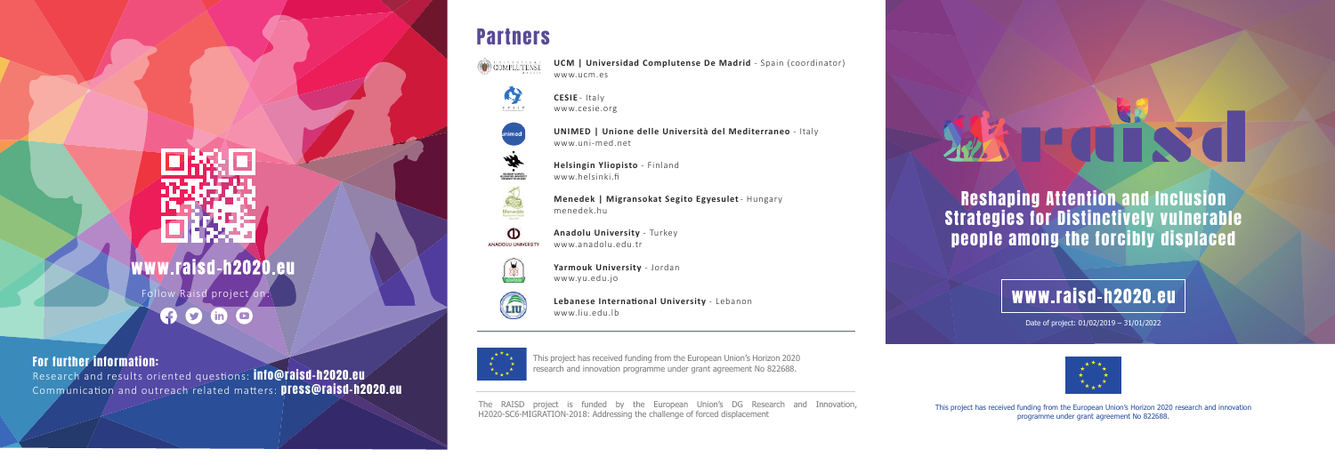www.raisd-h2020.eu

Follow Raisd project on:

## For further information:

Research and results oriented questions: **info@raisd-h2020.eu**
Communication and outreach related matters: **press@raisd-h2020.eu**

# Partners

**UCM | Universidad Complutense De Madrid** - Spain (coordinator)
www.ucm.es

**CESIE** - Italy
www.cesie.org

**UNIMED | Unione delle Università del Mediterraneo** - Italy
www.uni-med.net

**Helsingin Yliopisto** - Finland
www.helsinki.fi

**Menedek | Migransokat Segito Egyesulet** - Hungary
menedek.hu

**Anadolu University** - Turkey
www.anadolu.edu.tr

**Yarmouk University** - Jordan
www.yu.edu.jo

**Lebanese International University** - Lebanon
www.liu.edu.lb

This project has received funding from the European Union's Horizon 2020 research and innovation programme under grant agreement No 822688.

The RAISD project is funded by the European Union's DG Research and Innovation, H2020-SC6-MIGRATION-2018: Addressing the challenge of forced displacement

# raisd

## Reshaping Attention and Inclusion Strategies for Distinctively vulnerable people among the forcibly displaced

www.raisd-h2020.eu

Date of project: 01/02/2019 – 31/01/2022

This project has received funding from the European Union's Horizon 2020 research and innovation programme under grant agreement No 822688.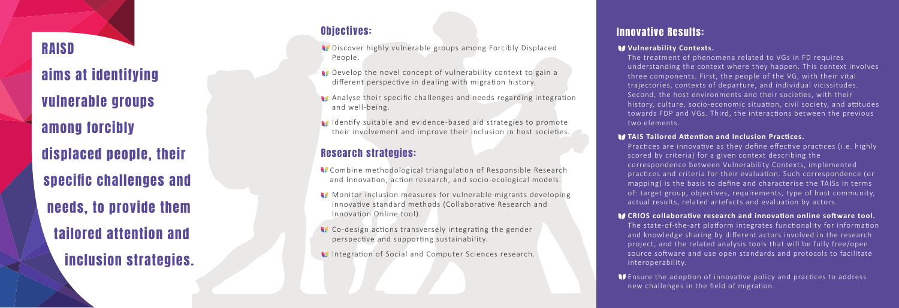# RAISD

## aims at identifying vulnerable groups among forcibly displaced people, their specific challenges and needs, to provide them tailored attention and inclusion strategies.

## Objectives:

- Discover highly vulnerable groups among Forcibly Displaced People.
- Develop the novel concept of vulnerability context to gain a different perspective in dealing with migration history.
- Analyse their specific challenges and needs regarding integration and well-being.
- Identify suitable and evidence-based aid strategies to promote their involvement and improve their inclusion in host societies.

## Research strategies:

- Combine methodological triangulation of Responsible Research and Innovation, action research, and socio-ecological models.
- Monitor inclusion measures for vulnerable migrants developing innovative standard methods (Collaborative Research and Innovation Online tool).
- Co-design actions transversely integrating the gender perspective and supporting sustainability.
- Integration of Social and Computer Sciences research.

## Innovative Results:

- **Vulnerability Contexts.**
  The treatment of phenomena related to VGs in FD requires understanding the context where they happen. This context involves three components. First, the people of the VG, with their vital trajectories, contexts of departure, and individual vicissitudes. Second, the host environments and their societies, with their history, culture, socio-economic situation, civil society, and attitudes towards FDP and VGs. Third, the interactions between the previous two elements.
- **TAIS Tailored Attention and Inclusion Practices.**
  Practices are innovative as they define effective practices (i.e. highly scored by criteria) for a given context describing the correspondence between Vulnerability Contexts, implemented practices and criteria for their evaluation. Such correspondence (or mapping) is the basis to define and characterise the TAISs in terms of: target group, objectives, requirements, type of host community, actual results, related artefacts and evaluation by actors.
- **CRIOS collaborative research and innovation online software tool.**
  The state-of-the-art platform integrates functionality for information and knowledge sharing by different actors involved in the research project, and the related analysis tools that will be fully free/open source software and use open standards and protocols to facilitate interoperability.
- Ensure the adoption of innovative policy and practices to address new challenges in the field of migration.